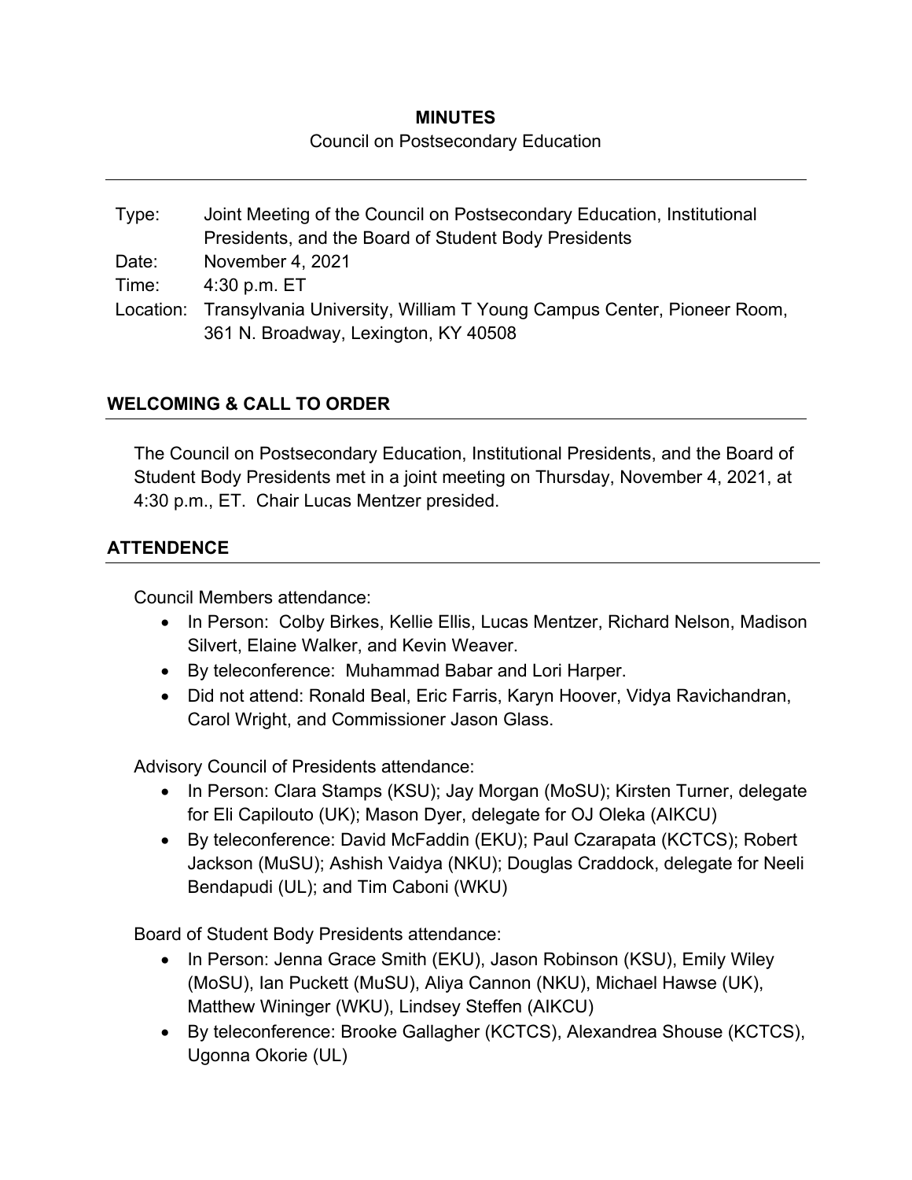**MINUTES**

Council on Postsecondary Education

| | |
|---|---|
| Type: | Joint Meeting of the Council on Postsecondary Education, Institutional Presidents, and the Board of Student Body Presidents |
| Date: | November 4, 2021 |
| Time: | 4:30 p.m. ET |
| Location: | Transylvania University, William T Young Campus Center, Pioneer Room, 361 N. Broadway, Lexington, KY 40508 |

## WELCOMING & CALL TO ORDER

The Council on Postsecondary Education, Institutional Presidents, and the Board of Student Body Presidents met in a joint meeting on Thursday, November 4, 2021, at 4:30 p.m., ET. Chair Lucas Mentzer presided.

## ATTENDENCE

Council Members attendance:

- In Person: Colby Birkes, Kellie Ellis, Lucas Mentzer, Richard Nelson, Madison Silvert, Elaine Walker, and Kevin Weaver.
- By teleconference: Muhammad Babar and Lori Harper.
- Did not attend: Ronald Beal, Eric Farris, Karyn Hoover, Vidya Ravichandran, Carol Wright, and Commissioner Jason Glass.

Advisory Council of Presidents attendance:

- In Person: Clara Stamps (KSU); Jay Morgan (MoSU); Kirsten Turner, delegate for Eli Capilouto (UK); Mason Dyer, delegate for OJ Oleka (AIKCU)
- By teleconference: David McFaddin (EKU); Paul Czarapata (KCTCS); Robert Jackson (MuSU); Ashish Vaidya (NKU); Douglas Craddock, delegate for Neeli Bendapudi (UL); and Tim Caboni (WKU)

Board of Student Body Presidents attendance:

- In Person: Jenna Grace Smith (EKU), Jason Robinson (KSU), Emily Wiley (MoSU), Ian Puckett (MuSU), Aliya Cannon (NKU), Michael Hawse (UK), Matthew Wininger (WKU), Lindsey Steffen (AIKCU)
- By teleconference: Brooke Gallagher (KCTCS), Alexandrea Shouse (KCTCS), Ugonna Okorie (UL)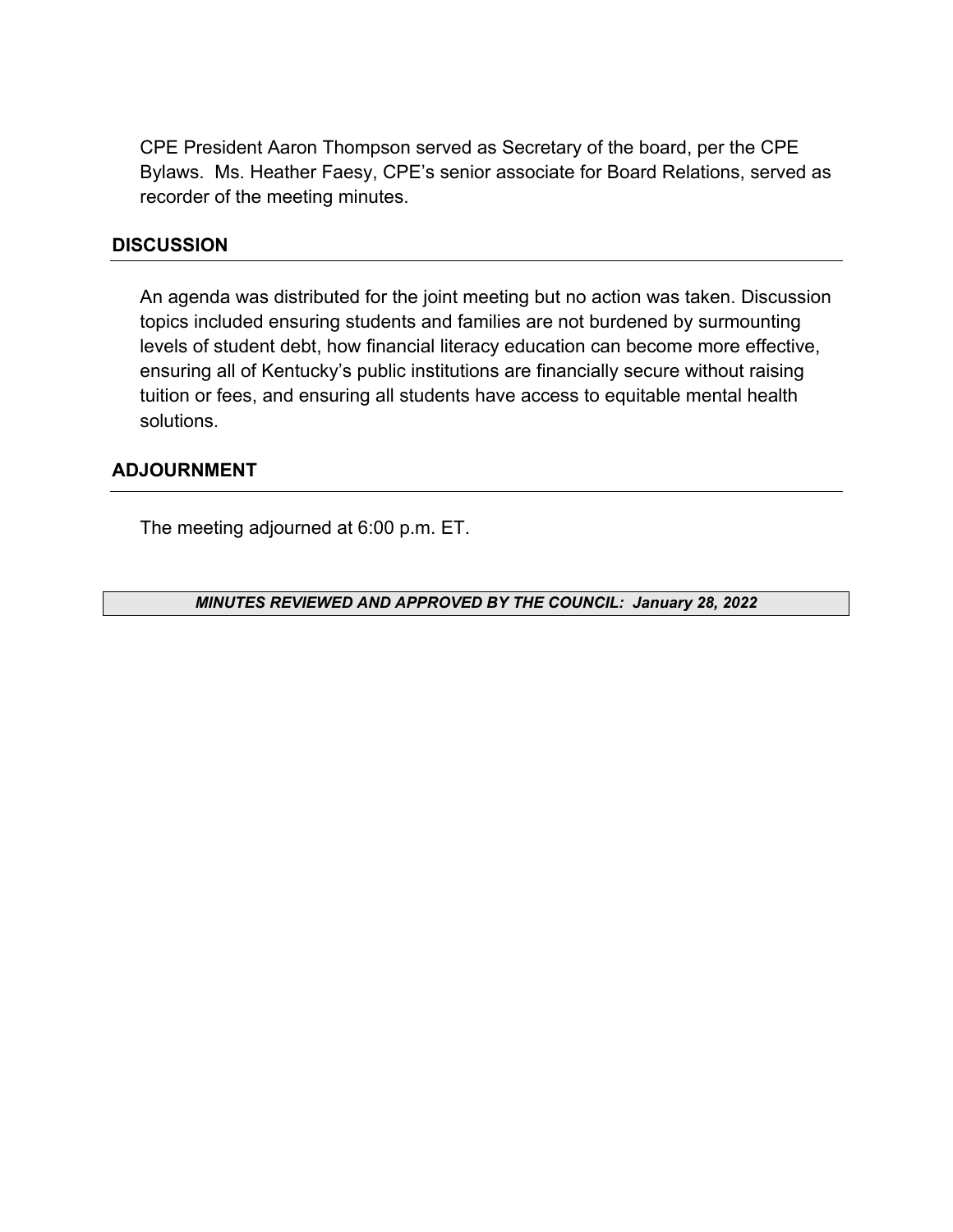CPE President Aaron Thompson served as Secretary of the board, per the CPE Bylaws. Ms. Heather Faesy, CPE's senior associate for Board Relations, served as recorder of the meeting minutes.

## DISCUSSION

An agenda was distributed for the joint meeting but no action was taken. Discussion topics included ensuring students and families are not burdened by surmounting levels of student debt, how financial literacy education can become more effective, ensuring all of Kentucky's public institutions are financially secure without raising tuition or fees, and ensuring all students have access to equitable mental health solutions.

## ADJOURNMENT

The meeting adjourned at 6:00 p.m. ET.

***MINUTES REVIEWED AND APPROVED BY THE COUNCIL: January 28, 2022***